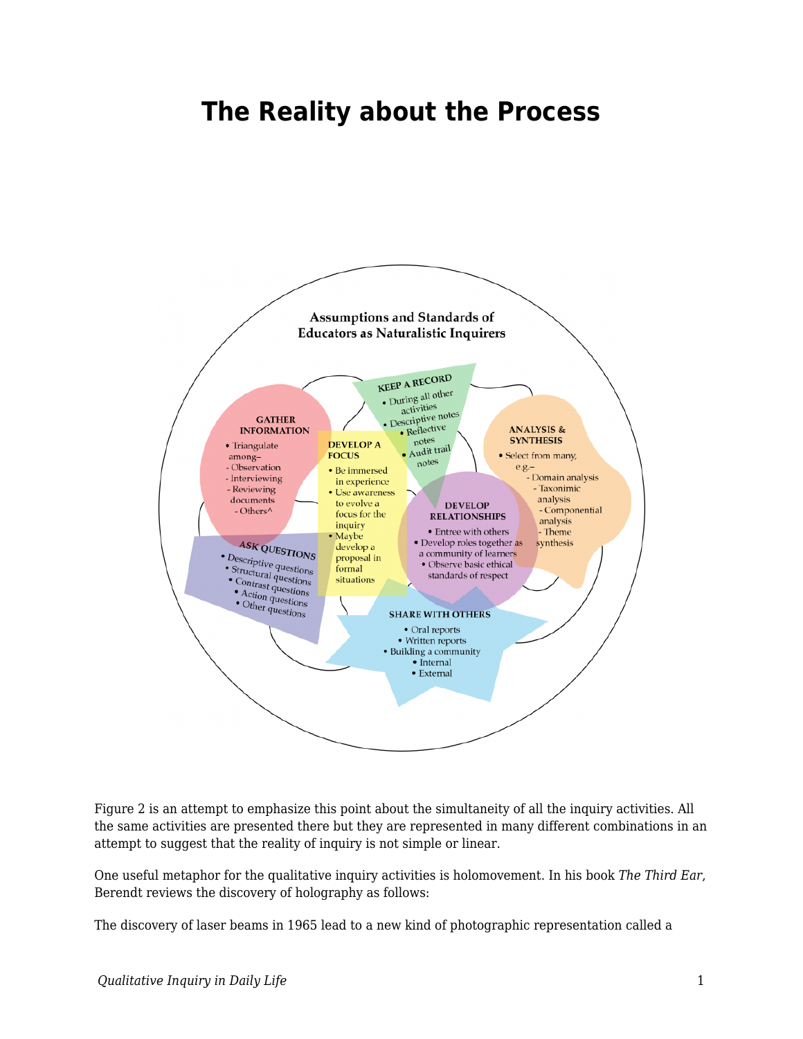# The Reality about the Process

Assumptions and Standards of Educators as Naturalistic Inquirers

**GATHER INFORMATION**
- Triangulate among–
  - Observation
  - Interviewing
  - Reviewing documents
  - Others^

**KEEP A RECORD**
- During all other activities
- Descriptive notes
- Reflective notes
- Audit trail notes

**DEVELOP A FOCUS**
- Be immersed in experience
- Use awareness to evolve a focus for the inquiry
- Maybe develop a proposal in formal situations

**ANALYSIS & SYNTHESIS**
- Select from many, e.g.–
  - Domain analysis
  - Taxonimic analysis
  - Componential analysis
  - Theme synthesis

**DEVELOP RELATIONSHIPS**
- Entree with others
- Develop roles together as a community of learners
- Observe basic ethical standards of respect

**ASK QUESTIONS**
- Descriptive questions
- Structural questions
- Contrast questions
- Action questions
- Other questions

**SHARE WITH OTHERS**
- Oral reports
- Written reports
- Building a community
  - Internal
  - External

Figure 2 is an attempt to emphasize this point about the simultaneity of all the inquiry activities. All the same activities are presented there but they are represented in many different combinations in an attempt to suggest that the reality of inquiry is not simple or linear.

One useful metaphor for the qualitative inquiry activities is holomovement. In his book *The Third Ear,* Berendt reviews the discovery of holography as follows:

The discovery of laser beams in 1965 lead to a new kind of photographic representation called a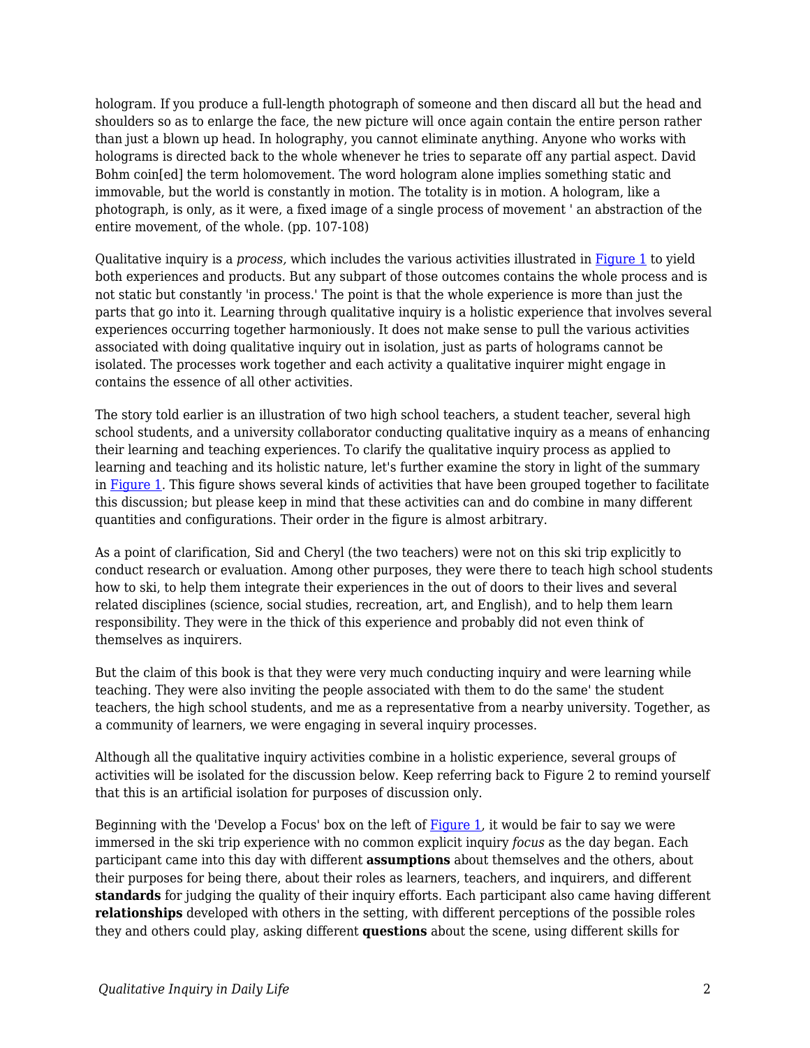hologram. If you produce a full-length photograph of someone and then discard all but the head and shoulders so as to enlarge the face, the new picture will once again contain the entire person rather than just a blown up head. In holography, you cannot eliminate anything. Anyone who works with holograms is directed back to the whole whenever he tries to separate off any partial aspect. David Bohm coin[ed] the term holomovement. The word hologram alone implies something static and immovable, but the world is constantly in motion. The totality is in motion. A hologram, like a photograph, is only, as it were, a fixed image of a single process of movement ' an abstraction of the entire movement, of the whole. (pp. 107-108)

Qualitative inquiry is a *process,* which includes the various activities illustrated in Figure 1 to yield both experiences and products. But any subpart of those outcomes contains the whole process and is not static but constantly 'in process.' The point is that the whole experience is more than just the parts that go into it. Learning through qualitative inquiry is a holistic experience that involves several experiences occurring together harmoniously. It does not make sense to pull the various activities associated with doing qualitative inquiry out in isolation, just as parts of holograms cannot be isolated. The processes work together and each activity a qualitative inquirer might engage in contains the essence of all other activities.

The story told earlier is an illustration of two high school teachers, a student teacher, several high school students, and a university collaborator conducting qualitative inquiry as a means of enhancing their learning and teaching experiences. To clarify the qualitative inquiry process as applied to learning and teaching and its holistic nature, let's further examine the story in light of the summary in Figure 1. This figure shows several kinds of activities that have been grouped together to facilitate this discussion; but please keep in mind that these activities can and do combine in many different quantities and configurations. Their order in the figure is almost arbitrary.

As a point of clarification, Sid and Cheryl (the two teachers) were not on this ski trip explicitly to conduct research or evaluation. Among other purposes, they were there to teach high school students how to ski, to help them integrate their experiences in the out of doors to their lives and several related disciplines (science, social studies, recreation, art, and English), and to help them learn responsibility. They were in the thick of this experience and probably did not even think of themselves as inquirers.

But the claim of this book is that they were very much conducting inquiry and were learning while teaching. They were also inviting the people associated with them to do the same' the student teachers, the high school students, and me as a representative from a nearby university. Together, as a community of learners, we were engaging in several inquiry processes.

Although all the qualitative inquiry activities combine in a holistic experience, several groups of activities will be isolated for the discussion below. Keep referring back to Figure 2 to remind yourself that this is an artificial isolation for purposes of discussion only.

Beginning with the 'Develop a Focus' box on the left of Figure 1, it would be fair to say we were immersed in the ski trip experience with no common explicit inquiry *focus* as the day began. Each participant came into this day with different **assumptions** about themselves and the others, about their purposes for being there, about their roles as learners, teachers, and inquirers, and different **standards** for judging the quality of their inquiry efforts. Each participant also came having different **relationships** developed with others in the setting, with different perceptions of the possible roles they and others could play, asking different **questions** about the scene, using different skills for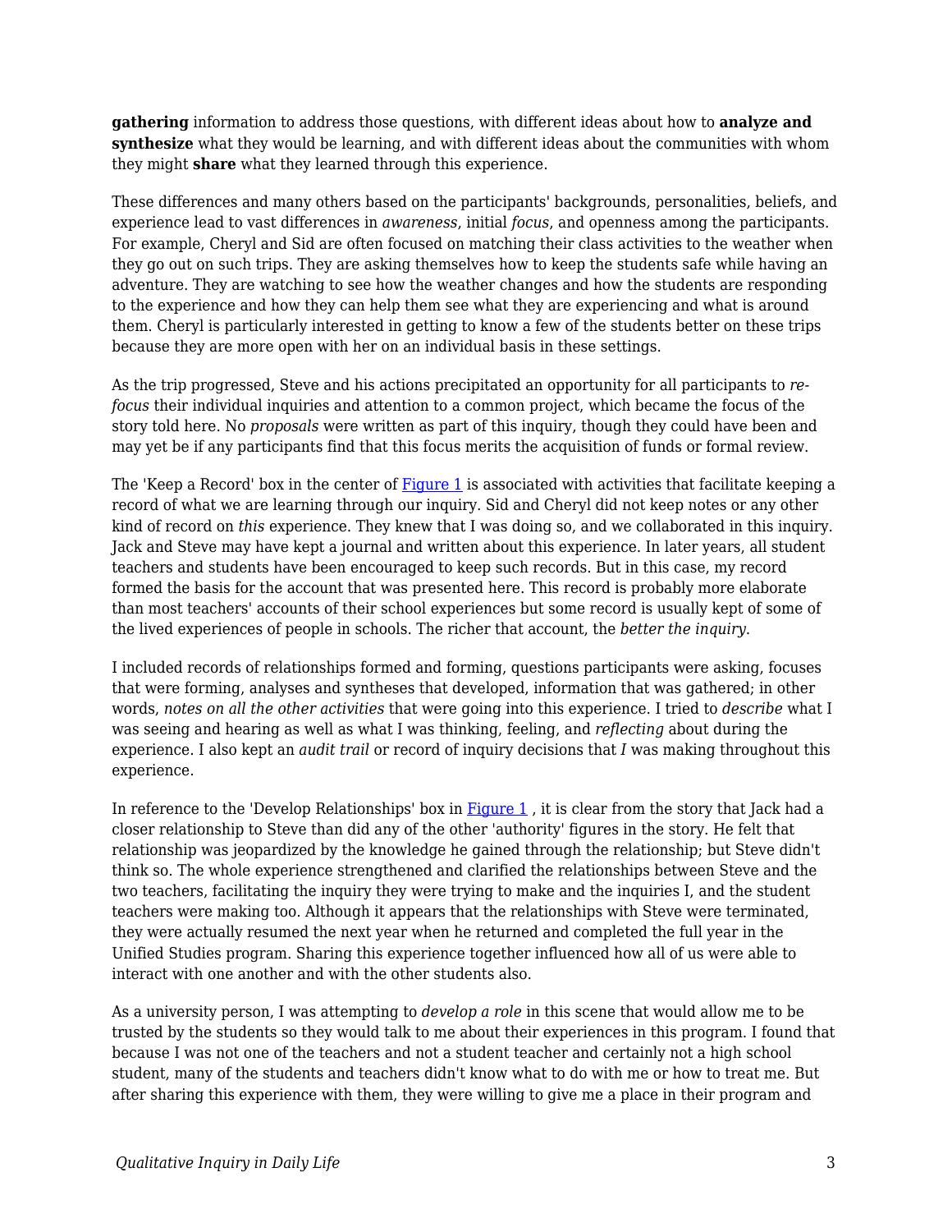**gathering** information to address those questions, with different ideas about how to **analyze and synthesize** what they would be learning, and with different ideas about the communities with whom they might **share** what they learned through this experience.

These differences and many others based on the participants' backgrounds, personalities, beliefs, and experience lead to vast differences in *awareness*, initial *focus*, and openness among the participants. For example, Cheryl and Sid are often focused on matching their class activities to the weather when they go out on such trips. They are asking themselves how to keep the students safe while having an adventure. They are watching to see how the weather changes and how the students are responding to the experience and how they can help them see what they are experiencing and what is around them. Cheryl is particularly interested in getting to know a few of the students better on these trips because they are more open with her on an individual basis in these settings.

As the trip progressed, Steve and his actions precipitated an opportunity for all participants to *re-focus* their individual inquiries and attention to a common project, which became the focus of the story told here. No *proposals* were written as part of this inquiry, though they could have been and may yet be if any participants find that this focus merits the acquisition of funds or formal review.

The 'Keep a Record' box in the center of [Figure 1] is associated with activities that facilitate keeping a record of what we are learning through our inquiry. Sid and Cheryl did not keep notes or any other kind of record on *this* experience. They knew that I was doing so, and we collaborated in this inquiry. Jack and Steve may have kept a journal and written about this experience. In later years, all student teachers and students have been encouraged to keep such records. But in this case, my record formed the basis for the account that was presented here. This record is probably more elaborate than most teachers' accounts of their school experiences but some record is usually kept of some of the lived experiences of people in schools. The richer that account, the *better the inquiry*.

I included records of relationships formed and forming, questions participants were asking, focuses that were forming, analyses and syntheses that developed, information that was gathered; in other words, *notes on all the other activities* that were going into this experience. I tried to *describe* what I was seeing and hearing as well as what I was thinking, feeling, and *reflecting* about during the experience. I also kept an *audit trail* or record of inquiry decisions that *I* was making throughout this experience.

In reference to the 'Develop Relationships' box in [Figure 1] , it is clear from the story that Jack had a closer relationship to Steve than did any of the other 'authority' figures in the story. He felt that relationship was jeopardized by the knowledge he gained through the relationship; but Steve didn't think so. The whole experience strengthened and clarified the relationships between Steve and the two teachers, facilitating the inquiry they were trying to make and the inquiries I, and the student teachers were making too. Although it appears that the relationships with Steve were terminated, they were actually resumed the next year when he returned and completed the full year in the Unified Studies program. Sharing this experience together influenced how all of us were able to interact with one another and with the other students also.

As a university person, I was attempting to *develop a role* in this scene that would allow me to be trusted by the students so they would talk to me about their experiences in this program. I found that because I was not one of the teachers and not a student teacher and certainly not a high school student, many of the students and teachers didn't know what to do with me or how to treat me. But after sharing this experience with them, they were willing to give me a place in their program and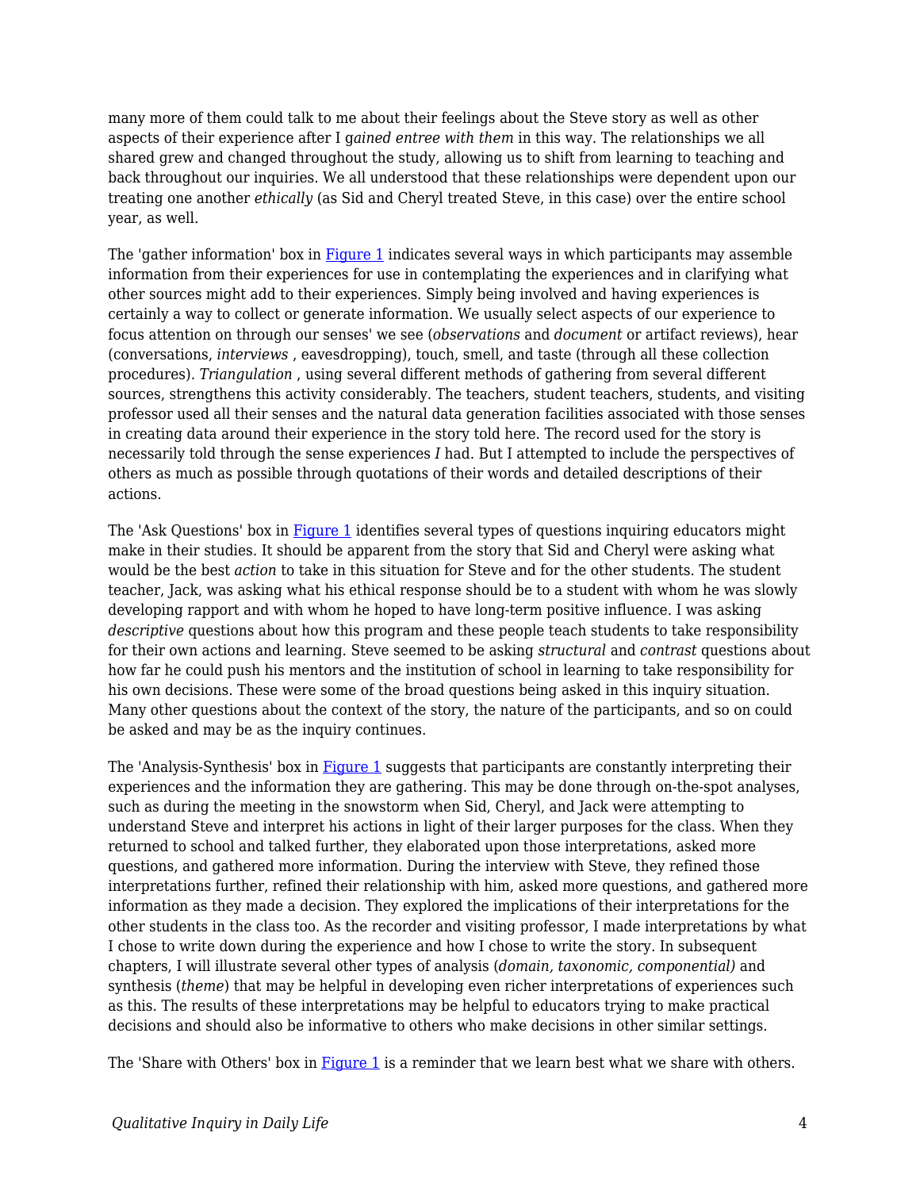many more of them could talk to me about their feelings about the Steve story as well as other aspects of their experience after I g*ained entree with them* in this way. The relationships we all shared grew and changed throughout the study, allowing us to shift from learning to teaching and back throughout our inquiries. We all understood that these relationships were dependent upon our treating one another *ethically* (as Sid and Cheryl treated Steve, in this case) over the entire school year, as well.

The 'gather information' box in [Figure 1] indicates several ways in which participants may assemble information from their experiences for use in contemplating the experiences and in clarifying what other sources might add to their experiences. Simply being involved and having experiences is certainly a way to collect or generate information. We usually select aspects of our experience to focus attention on through our senses' we see (*observations* and *document* or artifact reviews), hear (conversations, *interviews* , eavesdropping), touch, smell, and taste (through all these collection procedures). *Triangulation* , using several different methods of gathering from several different sources, strengthens this activity considerably. The teachers, student teachers, students, and visiting professor used all their senses and the natural data generation facilities associated with those senses in creating data around their experience in the story told here. The record used for the story is necessarily told through the sense experiences *I* had. But I attempted to include the perspectives of others as much as possible through quotations of their words and detailed descriptions of their actions.

The 'Ask Questions' box in [Figure 1] identifies several types of questions inquiring educators might make in their studies. It should be apparent from the story that Sid and Cheryl were asking what would be the best *action* to take in this situation for Steve and for the other students. The student teacher, Jack, was asking what his ethical response should be to a student with whom he was slowly developing rapport and with whom he hoped to have long-term positive influence. I was asking *descriptive* questions about how this program and these people teach students to take responsibility for their own actions and learning. Steve seemed to be asking *structural* and *contrast* questions about how far he could push his mentors and the institution of school in learning to take responsibility for his own decisions. These were some of the broad questions being asked in this inquiry situation. Many other questions about the context of the story, the nature of the participants, and so on could be asked and may be as the inquiry continues.

The 'Analysis-Synthesis' box in [Figure 1] suggests that participants are constantly interpreting their experiences and the information they are gathering. This may be done through on-the-spot analyses, such as during the meeting in the snowstorm when Sid, Cheryl, and Jack were attempting to understand Steve and interpret his actions in light of their larger purposes for the class. When they returned to school and talked further, they elaborated upon those interpretations, asked more questions, and gathered more information. During the interview with Steve, they refined those interpretations further, refined their relationship with him, asked more questions, and gathered more information as they made a decision. They explored the implications of their interpretations for the other students in the class too. As the recorder and visiting professor, I made interpretations by what I chose to write down during the experience and how I chose to write the story. In subsequent chapters, I will illustrate several other types of analysis (*domain, taxonomic, componential)* and synthesis (*theme*) that may be helpful in developing even richer interpretations of experiences such as this. The results of these interpretations may be helpful to educators trying to make practical decisions and should also be informative to others who make decisions in other similar settings.

The 'Share with Others' box in [Figure 1] is a reminder that we learn best what we share with others.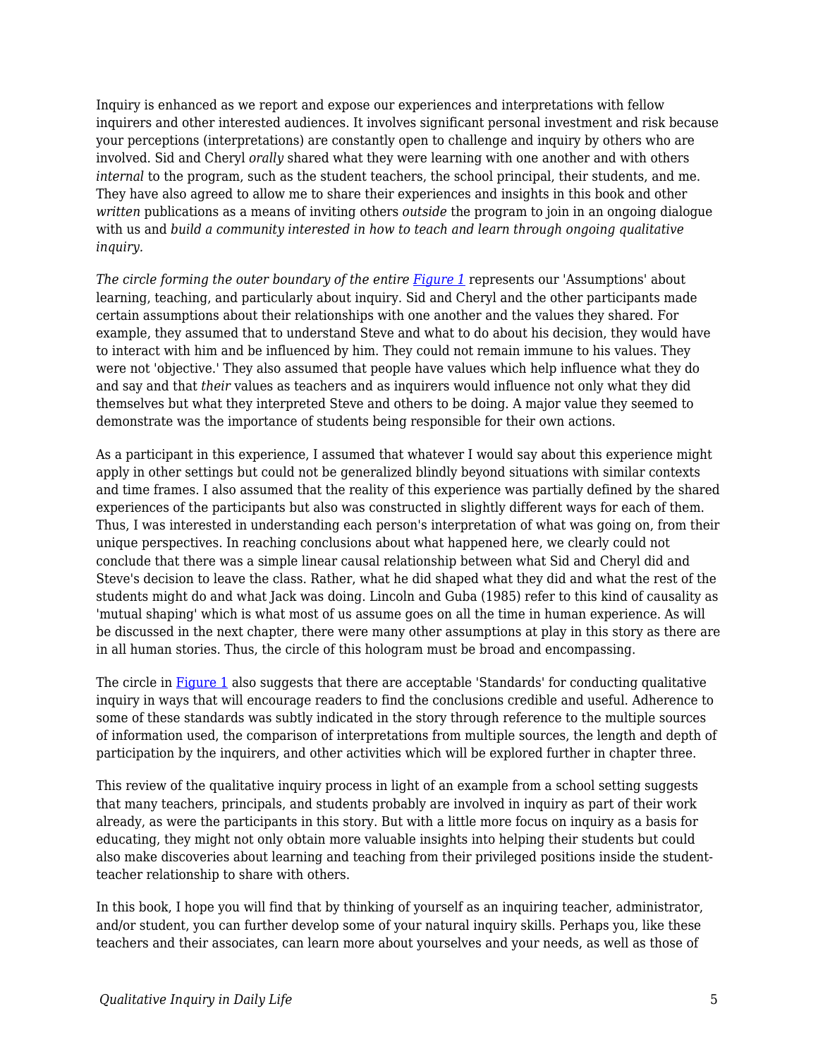Inquiry is enhanced as we report and expose our experiences and interpretations with fellow inquirers and other interested audiences. It involves significant personal investment and risk because your perceptions (interpretations) are constantly open to challenge and inquiry by others who are involved. Sid and Cheryl *orally* shared what they were learning with one another and with others *internal* to the program, such as the student teachers, the school principal, their students, and me. They have also agreed to allow me to share their experiences and insights in this book and other *written* publications as a means of inviting others *outside* the program to join in an ongoing dialogue with us and *build a community interested in how to teach and learn through ongoing qualitative inquiry.*

*The circle forming the outer boundary of the entire [Figure 1](#)* represents our 'Assumptions' about learning, teaching, and particularly about inquiry. Sid and Cheryl and the other participants made certain assumptions about their relationships with one another and the values they shared. For example, they assumed that to understand Steve and what to do about his decision, they would have to interact with him and be influenced by him. They could not remain immune to his values. They were not 'objective.' They also assumed that people have values which help influence what they do and say and that *their* values as teachers and as inquirers would influence not only what they did themselves but what they interpreted Steve and others to be doing. A major value they seemed to demonstrate was the importance of students being responsible for their own actions.

As a participant in this experience, I assumed that whatever I would say about this experience might apply in other settings but could not be generalized blindly beyond situations with similar contexts and time frames. I also assumed that the reality of this experience was partially defined by the shared experiences of the participants but also was constructed in slightly different ways for each of them. Thus, I was interested in understanding each person's interpretation of what was going on, from their unique perspectives. In reaching conclusions about what happened here, we clearly could not conclude that there was a simple linear causal relationship between what Sid and Cheryl did and Steve's decision to leave the class. Rather, what he did shaped what they did and what the rest of the students might do and what Jack was doing. Lincoln and Guba (1985) refer to this kind of causality as 'mutual shaping' which is what most of us assume goes on all the time in human experience. As will be discussed in the next chapter, there were many other assumptions at play in this story as there are in all human stories. Thus, the circle of this hologram must be broad and encompassing.

The circle in [Figure 1](#) also suggests that there are acceptable 'Standards' for conducting qualitative inquiry in ways that will encourage readers to find the conclusions credible and useful. Adherence to some of these standards was subtly indicated in the story through reference to the multiple sources of information used, the comparison of interpretations from multiple sources, the length and depth of participation by the inquirers, and other activities which will be explored further in chapter three.

This review of the qualitative inquiry process in light of an example from a school setting suggests that many teachers, principals, and students probably are involved in inquiry as part of their work already, as were the participants in this story. But with a little more focus on inquiry as a basis for educating, they might not only obtain more valuable insights into helping their students but could also make discoveries about learning and teaching from their privileged positions inside the student-teacher relationship to share with others.

In this book, I hope you will find that by thinking of yourself as an inquiring teacher, administrator, and/or student, you can further develop some of your natural inquiry skills. Perhaps you, like these teachers and their associates, can learn more about yourselves and your needs, as well as those of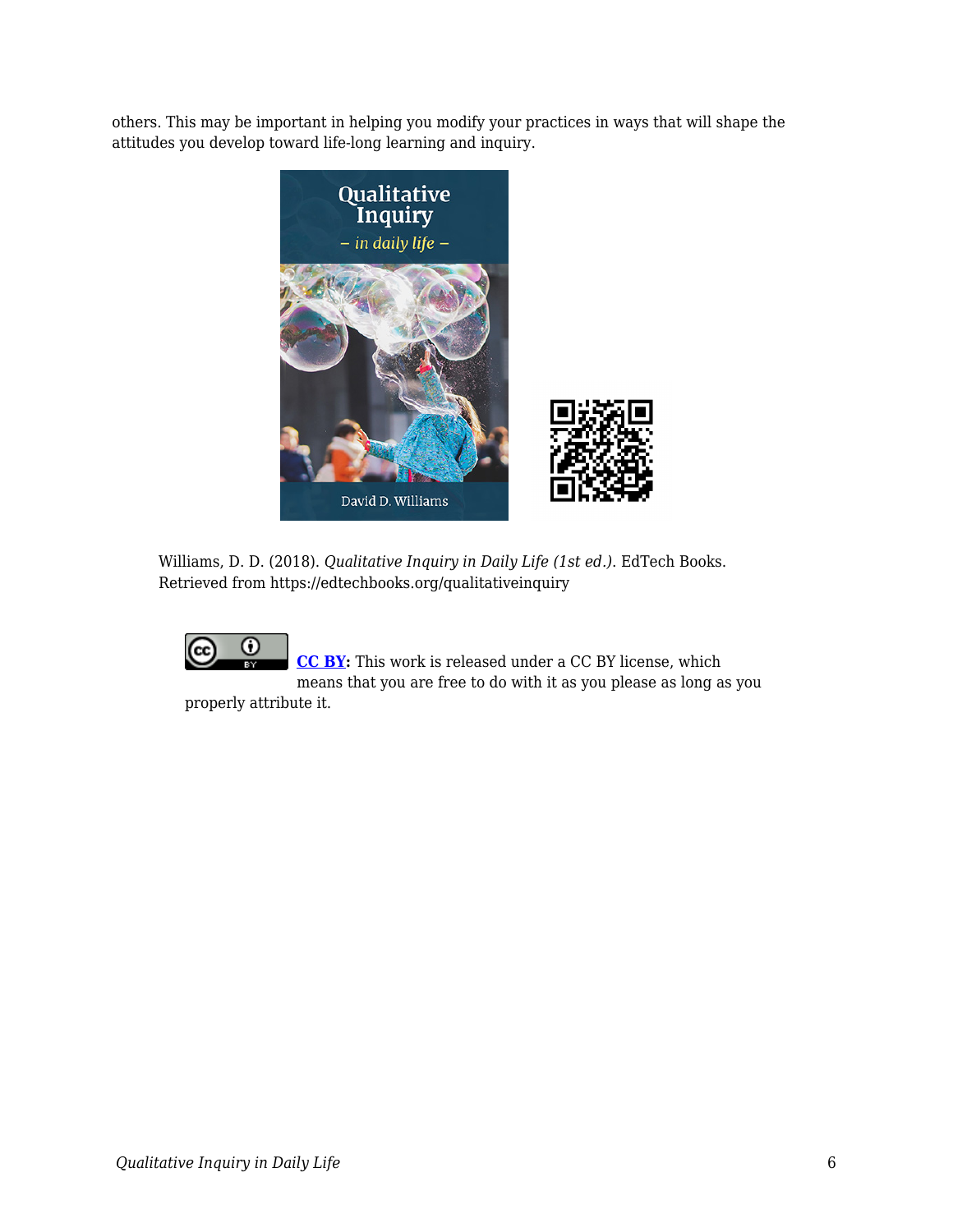others. This may be important in helping you modify your practices in ways that will shape the attitudes you develop toward life-long learning and inquiry.

Williams, D. D. (2018). *Qualitative Inquiry in Daily Life (1st ed.)*. EdTech Books. Retrieved from https://edtechbooks.org/qualitativeinquiry

**CC BY:** This work is released under a CC BY license, which means that you are free to do with it as you please as long as you properly attribute it.